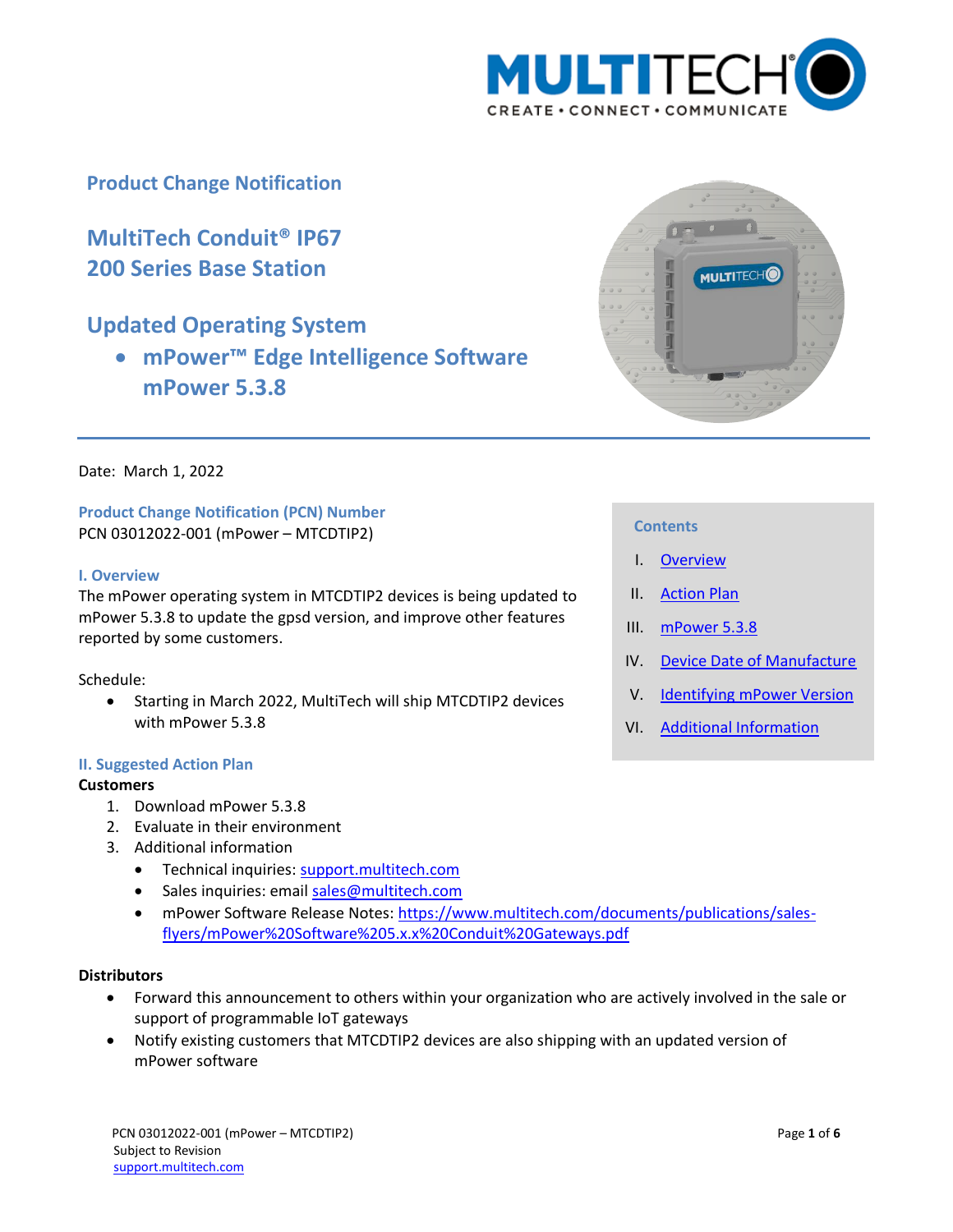# Product Change Notification

## MultiTech Conduit® IP67 200 Series Base Station

## Updated Operating System

- **mPower™ Edge Intelligence Software mPower 5.3.8**

Date: March 1, 2022

### Product Change Notification (PCN) Number

PCN 03012022-001 (mPower – MTCDTIP2)

**Contents**

I. Overview
II. Action Plan
III. mPower 5.3.8
IV. Device Date of Manufacture
V. Identifying mPower Version
VI. Additional Information

### I. Overview

The mPower operating system in MTCDTIP2 devices is being updated to mPower 5.3.8 to update the gpsd version, and improve other features reported by some customers.

Schedule:

- Starting in March 2022, MultiTech will ship MTCDTIP2 devices with mPower 5.3.8

### II. Suggested Action Plan

**Customers**

1. Download mPower 5.3.8
2. Evaluate in their environment
3. Additional information
   - Technical inquiries: support.multitech.com
   - Sales inquiries: email sales@multitech.com
   - mPower Software Release Notes: https://www.multitech.com/documents/publications/sales-flyers/mPower%20Software%205.x.x%20Conduit%20Gateways.pdf

**Distributors**

- Forward this announcement to others within your organization who are actively involved in the sale or support of programmable IoT gateways
- Notify existing customers that MTCDTIP2 devices are also shipping with an updated version of mPower software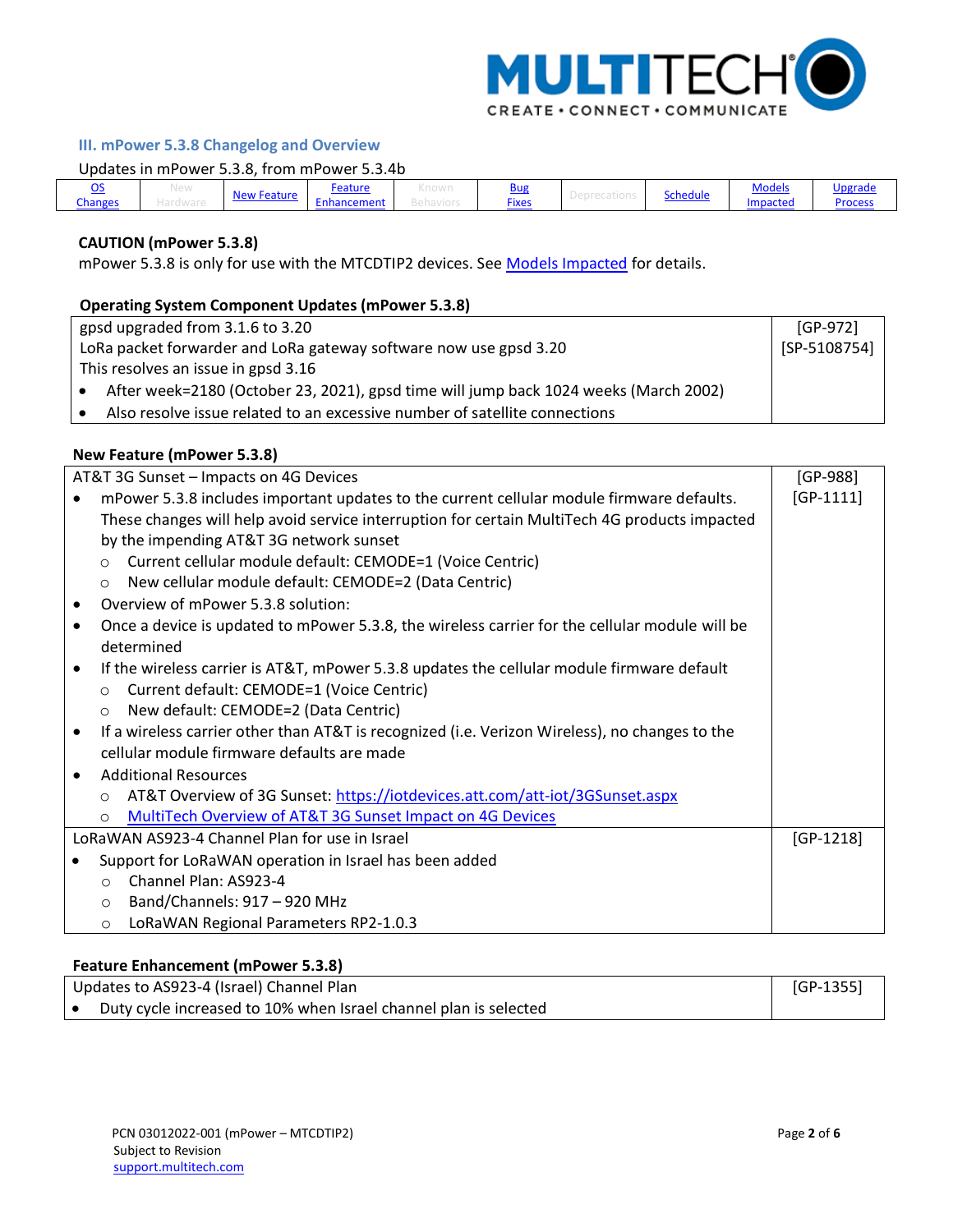## III. mPower 5.3.8 Changelog and Overview

Updates in mPower 5.3.8, from mPower 5.3.4b

| OS Changes | New Hardware | New Feature | Feature Enhancement | Known Behaviors | Bug Fixes | Deprecations | Schedule | Models Impacted | Upgrade Process |
|---|---|---|---|---|---|---|---|---|---|

**CAUTION (mPower 5.3.8)**

mPower 5.3.8 is only for use with the MTCDTIP2 devices. See Models Impacted for details.

**Operating System Component Updates (mPower 5.3.8)**

| | |
|---|---|
| gpsd upgraded from 3.1.6 to 3.20<br>LoRa packet forwarder and LoRa gateway software now use gpsd 3.20<br>This resolves an issue in gpsd 3.16<br>• After week=2180 (October 23, 2021), gpsd time will jump back 1024 weeks (March 2002)<br>• Also resolve issue related to an excessive number of satellite connections | [GP-972]<br>[SP-5108754] |

**New Feature (mPower 5.3.8)**

| | |
|---|---|
| AT&T 3G Sunset – Impacts on 4G Devices<br>• mPower 5.3.8 includes important updates to the current cellular module firmware defaults. These changes will help avoid service interruption for certain MultiTech 4G products impacted by the impending AT&T 3G network sunset<br>  ○ Current cellular module default: CEMODE=1 (Voice Centric)<br>  ○ New cellular module default: CEMODE=2 (Data Centric)<br>• Overview of mPower 5.3.8 solution:<br>• Once a device is updated to mPower 5.3.8, the wireless carrier for the cellular module will be determined<br>• If the wireless carrier is AT&T, mPower 5.3.8 updates the cellular module firmware default<br>  ○ Current default: CEMODE=1 (Voice Centric)<br>  ○ New default: CEMODE=2 (Data Centric)<br>• If a wireless carrier other than AT&T is recognized (i.e. Verizon Wireless), no changes to the cellular module firmware defaults are made<br>• Additional Resources<br>  ○ AT&T Overview of 3G Sunset: https://iotdevices.att.com/att-iot/3GSunset.aspx<br>  ○ MultiTech Overview of AT&T 3G Sunset Impact on 4G Devices | [GP-988]<br>[GP-1111] |
| LoRaWAN AS923-4 Channel Plan for use in Israel<br>• Support for LoRaWAN operation in Israel has been added<br>  ○ Channel Plan: AS923-4<br>  ○ Band/Channels: 917 – 920 MHz<br>  ○ LoRaWAN Regional Parameters RP2-1.0.3 | [GP-1218] |

**Feature Enhancement (mPower 5.3.8)**

| | |
|---|---|
| Updates to AS923-4 (Israel) Channel Plan<br>• Duty cycle increased to 10% when Israel channel plan is selected | [GP-1355] |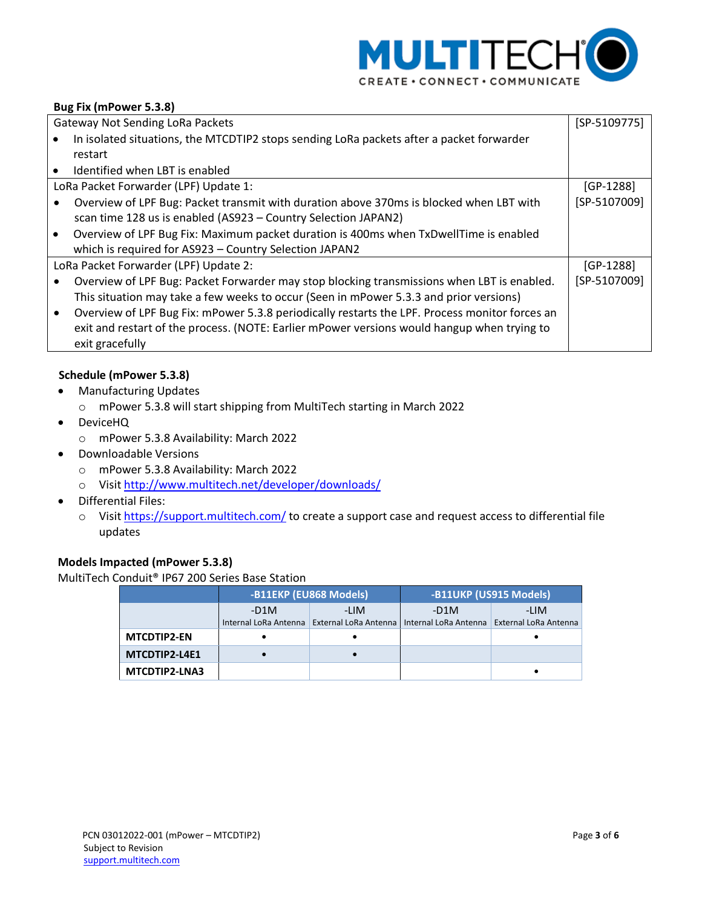**Bug Fix (mPower 5.3.8)**

| Description | Reference |
|---|---|
| Gateway Not Sending LoRa Packets<br>• In isolated situations, the MTCDTIP2 stops sending LoRa packets after a packet forwarder restart<br>• Identified when LBT is enabled | [SP-5109775] |
| LoRa Packet Forwarder (LPF) Update 1:<br>• Overview of LPF Bug: Packet transmit with duration above 370ms is blocked when LBT with scan time 128 us is enabled (AS923 – Country Selection JAPAN2)<br>• Overview of LPF Bug Fix: Maximum packet duration is 400ms when TxDwellTime is enabled which is required for AS923 – Country Selection JAPAN2 | [GP-1288]<br>[SP-5107009] |
| LoRa Packet Forwarder (LPF) Update 2:<br>• Overview of LPF Bug: Packet Forwarder may stop blocking transmissions when LBT is enabled. This situation may take a few weeks to occur (Seen in mPower 5.3.3 and prior versions)<br>• Overview of LPF Bug Fix: mPower 5.3.8 periodically restarts the LPF. Process monitor forces an exit and restart of the process. (NOTE: Earlier mPower versions would hangup when trying to exit gracefully | [GP-1288]<br>[SP-5107009] |

**Schedule (mPower 5.3.8)**

- Manufacturing Updates
  - mPower 5.3.8 will start shipping from MultiTech starting in March 2022
- DeviceHQ
  - mPower 5.3.8 Availability: March 2022
- Downloadable Versions
  - mPower 5.3.8 Availability: March 2022
  - Visit http://www.multitech.net/developer/downloads/
- Differential Files:
  - Visit https://support.multitech.com/ to create a support case and request access to differential file updates

**Models Impacted (mPower 5.3.8)**

MultiTech Conduit® IP67 200 Series Base Station

| | -B11EKP (EU868 Models) | | -B11UKP (US915 Models) | |
|---|---|---|---|---|
| | -D1M<br>Internal LoRa Antenna | -LIM<br>External LoRa Antenna | -D1M<br>Internal LoRa Antenna | -LIM<br>External LoRa Antenna |
| **MTCDTIP2-EN** | • | • | | • |
| **MTCDTIP2-L4E1** | • | • | | |
| **MTCDTIP2-LNA3** | | | | • |

PCN 03012022-001 (mPower – MTCDTIP2)
Subject to Revision
support.multitech.com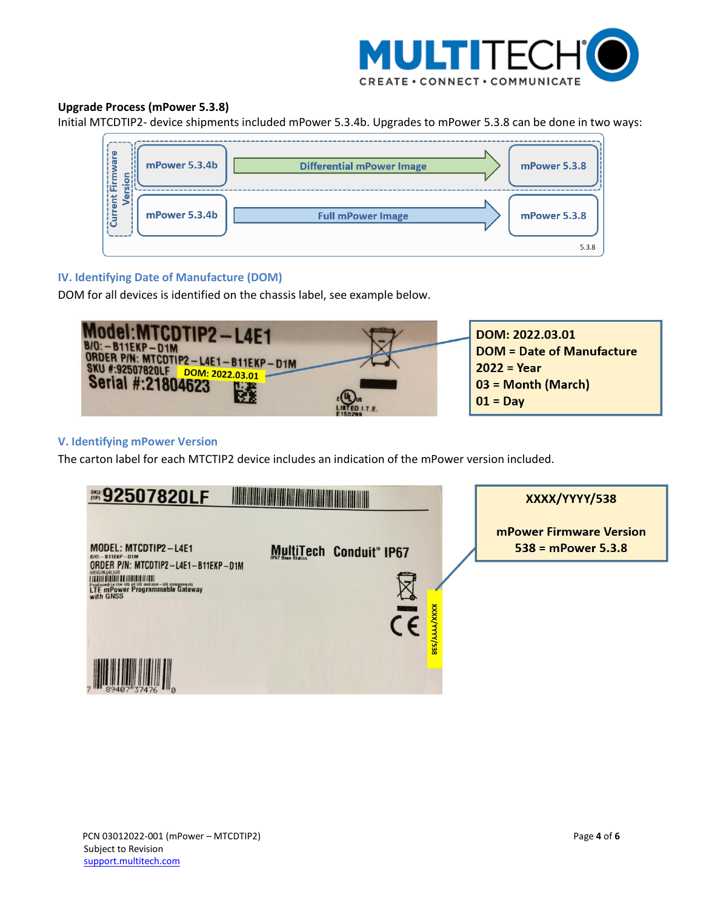**Upgrade Process (mPower 5.3.8)**

Initial MTCDTIP2- device shipments included mPower 5.3.4b. Upgrades to mPower 5.3.8 can be done in two ways:

| Current Firmware Version | | |
|---|---|---|
| mPower 5.3.4b | Differential mPower Image → | mPower 5.3.8 |
| mPower 5.3.4b | Full mPower Image → | mPower 5.3.8 |

## IV. Identifying Date of Manufacture (DOM)

DOM for all devices is identified on the chassis label, see example below.

Model:MTCDTIP2–L4E1
B/O:–B11EKP–D1M
ORDER P/N: MTCDTIP2–L4E1–B11EKP–D1M
SKU #:92507820LF DOM: 2022.03.01
Serial #:21804623

**DOM: 2022.03.01**
**DOM = Date of Manufacture**
**2022 = Year**
**03 = Month (March)**
**01 = Day**

## V. Identifying mPower Version

The carton label for each MTCTIP2 device includes an indication of the mPower version included.

SKU (1P) 92507820LF
MODEL: MTCDTIP2–L4E1
B/O:–B11EKP–D1M
ORDER P/N: MTCDTIP2–L4E1–B11EKP–D1M
LTE mPower Programmable Gateway with GNSS
MultiTech Conduit® IP67
XXXX/YYYY/538

**XXXX/YYYY/538**

**mPower Firmware Version**
**538 = mPower 5.3.8**

PCN 03012022-001 (mPower – MTCDTIP2)
Subject to Revision
support.multitech.com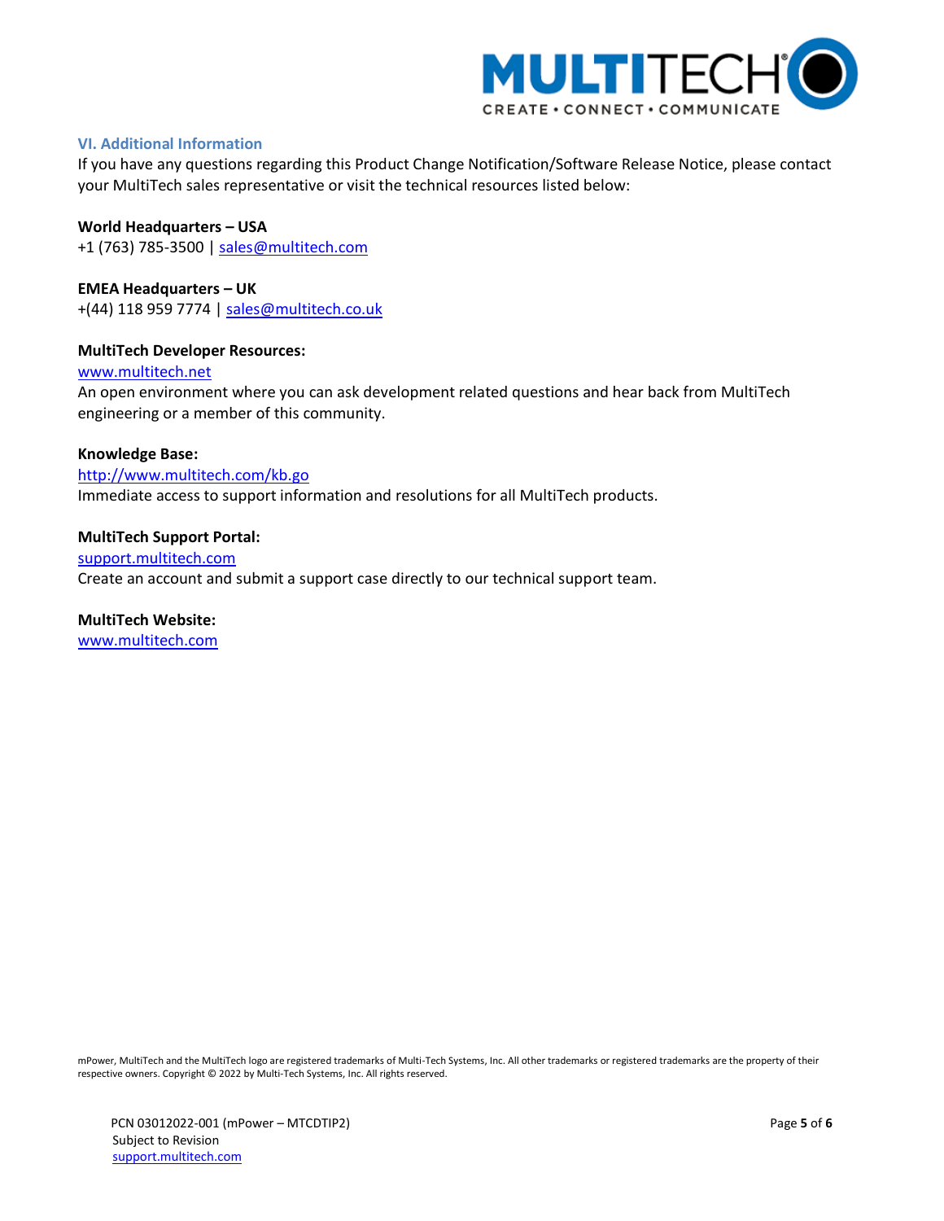## VI. Additional Information

If you have any questions regarding this Product Change Notification/Software Release Notice, please contact your MultiTech sales representative or visit the technical resources listed below:

**World Headquarters – USA**
+1 (763) 785-3500 | sales@multitech.com

**EMEA Headquarters – UK**
+(44) 118 959 7774 | sales@multitech.co.uk

**MultiTech Developer Resources:**
www.multitech.net
An open environment where you can ask development related questions and hear back from MultiTech engineering or a member of this community.

**Knowledge Base:**
http://www.multitech.com/kb.go
Immediate access to support information and resolutions for all MultiTech products.

**MultiTech Support Portal:**
support.multitech.com
Create an account and submit a support case directly to our technical support team.

**MultiTech Website:**
www.multitech.com

mPower, MultiTech and the MultiTech logo are registered trademarks of Multi-Tech Systems, Inc. All other trademarks or registered trademarks are the property of their respective owners. Copyright © 2022 by Multi-Tech Systems, Inc. All rights reserved.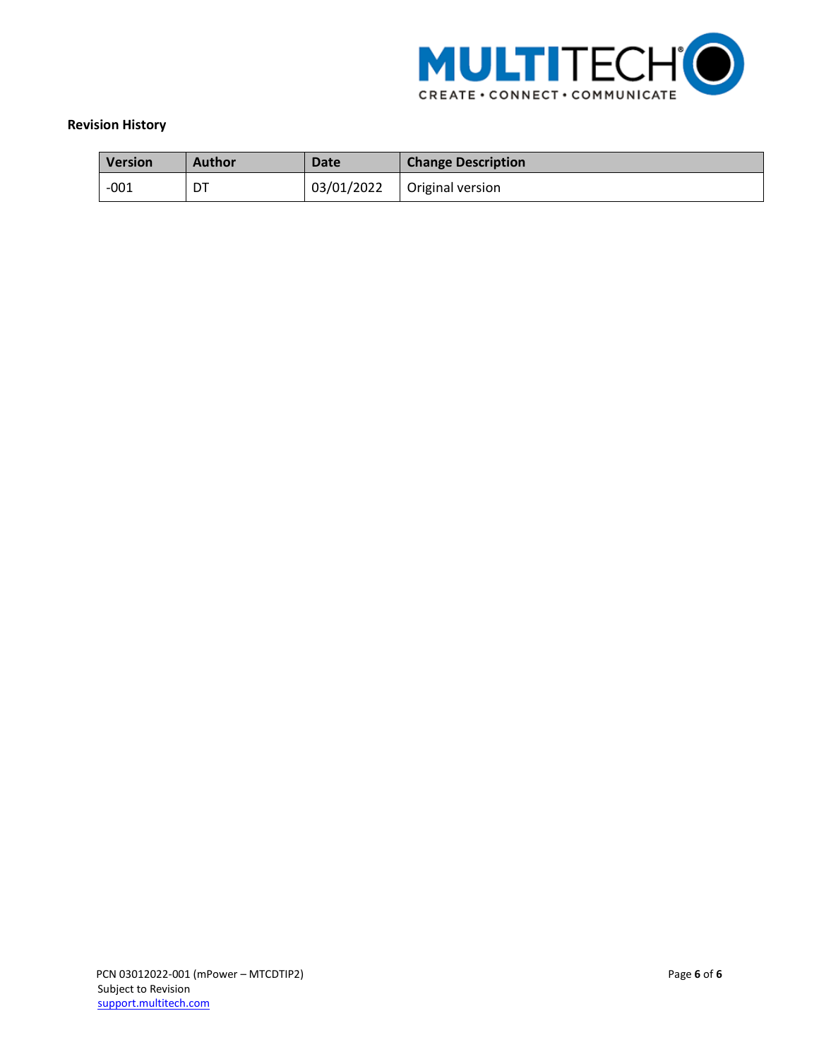**Revision History**

| Version | Author | Date | Change Description |
|---|---|---|---|
| -001 | DT | 03/01/2022 | Original version |